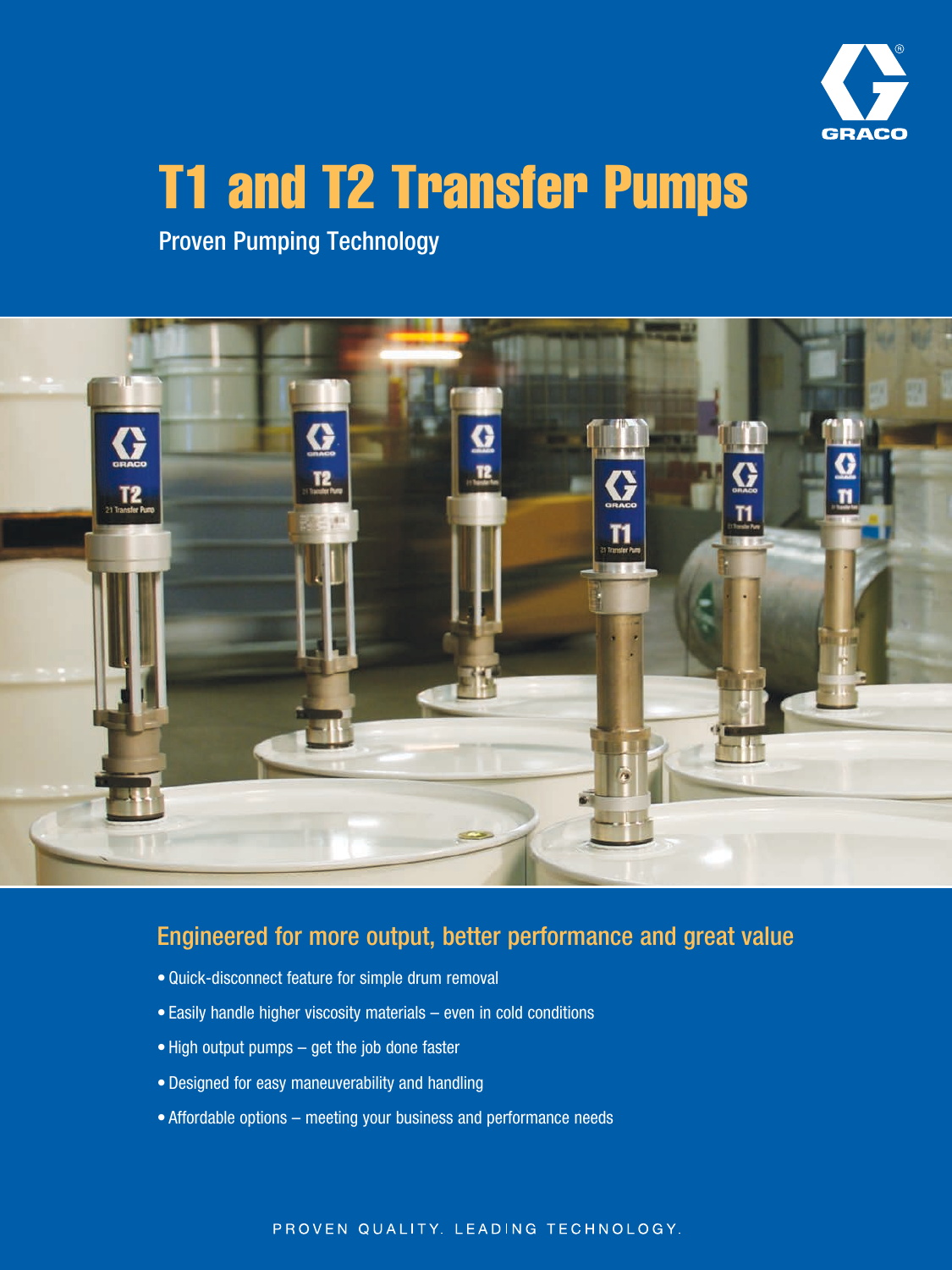# T1 and T2 Transfer Pumps

Proven Pumping Technology

## Engineered for more output, better performance and great value

- Quick-disconnect feature for simple drum removal
- Easily handle higher viscosity materials – even in cold conditions
- High output pumps – get the job done faster
- Designed for easy maneuverability and handling
- Affordable options – meeting your business and performance needs

PROVEN QUALITY. LEADING TECHNOLOGY.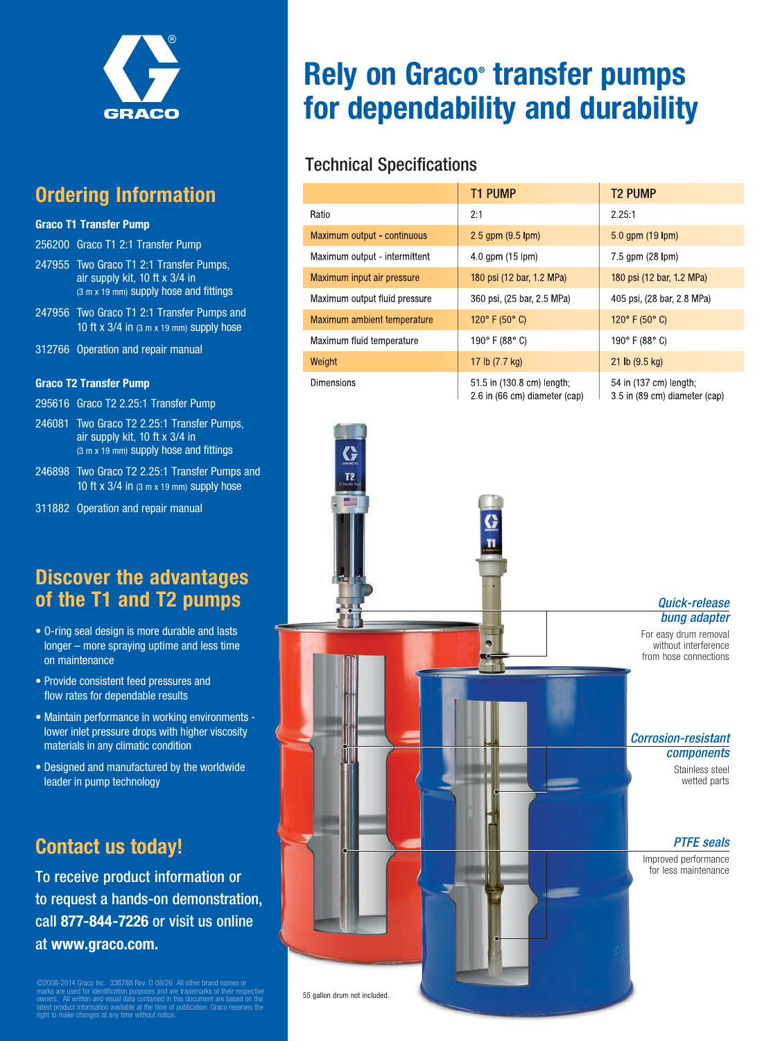# Rely on Graco® transfer pumps for dependability and durability

## Ordering Information

### Graco T1 Transfer Pump

256200 Graco T1 2:1 Transfer Pump

247955 Two Graco T1 2:1 Transfer Pumps, air supply kit, 10 ft x 3/4 in (3 m x 19 mm) supply hose and fittings

247956 Two Graco T1 2:1 Transfer Pumps and 10 ft x 3/4 in (3 m x 19 mm) supply hose

312766 Operation and repair manual

### Graco T2 Transfer Pump

295616 Graco T2 2.25:1 Transfer Pump

246081 Two Graco T2 2.25:1 Transfer Pumps, air supply kit, 10 ft x 3/4 in (3 m x 19 mm) supply hose and fittings

246898 Two Graco T2 2.25:1 Transfer Pumps and 10 ft x 3/4 in (3 m x 19 mm) supply hose

311882 Operation and repair manual

## Discover the advantages of the T1 and T2 pumps

- O-ring seal design is more durable and lasts longer – more spraying uptime and less time on maintenance
- Provide consistent feed pressures and flow rates for dependable results
- Maintain performance in working environments - lower inlet pressure drops with higher viscosity materials in any climatic condition
- Designed and manufactured by the worldwide leader in pump technology

## Contact us today!

To receive product information or to request a hands-on demonstration, call **877-844-7226** or visit us online at **www.graco.com.**

©2008-2014 Graco Inc. 338788 Rev. D 08/26 All other brand names or marks are used for identification purposes and are trademarks of their respective owners. All written and visual data contained in this document are based on the latest product information available at the time of publication. Graco reserves the right to make changes at any time without notice.

## Technical Specifications

| | T1 PUMP | T2 PUMP |
|---|---|---|
| Ratio | 2:1 | 2.25:1 |
| Maximum output - continuous | 2.5 gpm (9.5 lpm) | 5.0 gpm (19 lpm) |
| Maximum output - intermittent | 4.0 gpm (15 lpm) | 7.5 gpm (28 lpm) |
| Maximum input air pressure | 180 psi (12 bar, 1.2 MPa) | 180 psi (12 bar, 1.2 MPa) |
| Maximum output fluid pressure | 360 psi, (25 bar, 2.5 MPa) | 405 psi, (28 bar, 2.8 MPa) |
| Maximum ambient temperature | 120° F (50° C) | 120° F (50° C) |
| Maximum fluid temperature | 190° F (88° C) | 190° F (88° C) |
| Weight | 17 lb (7.7 kg) | 21 lb (9.5 kg) |
| Dimensions | 51.5 in (130.8 cm) length; 2.6 in (66 cm) diameter (cap) | 54 in (137 cm) length; 3.5 in (89 cm) diameter (cap) |

*Quick-release bung adapter*

For easy drum removal without interference from hose connections

*Corrosion-resistant components*

Stainless steel wetted parts

*PTFE seals*

Improved performance for less maintenance

55 gallon drum not included.